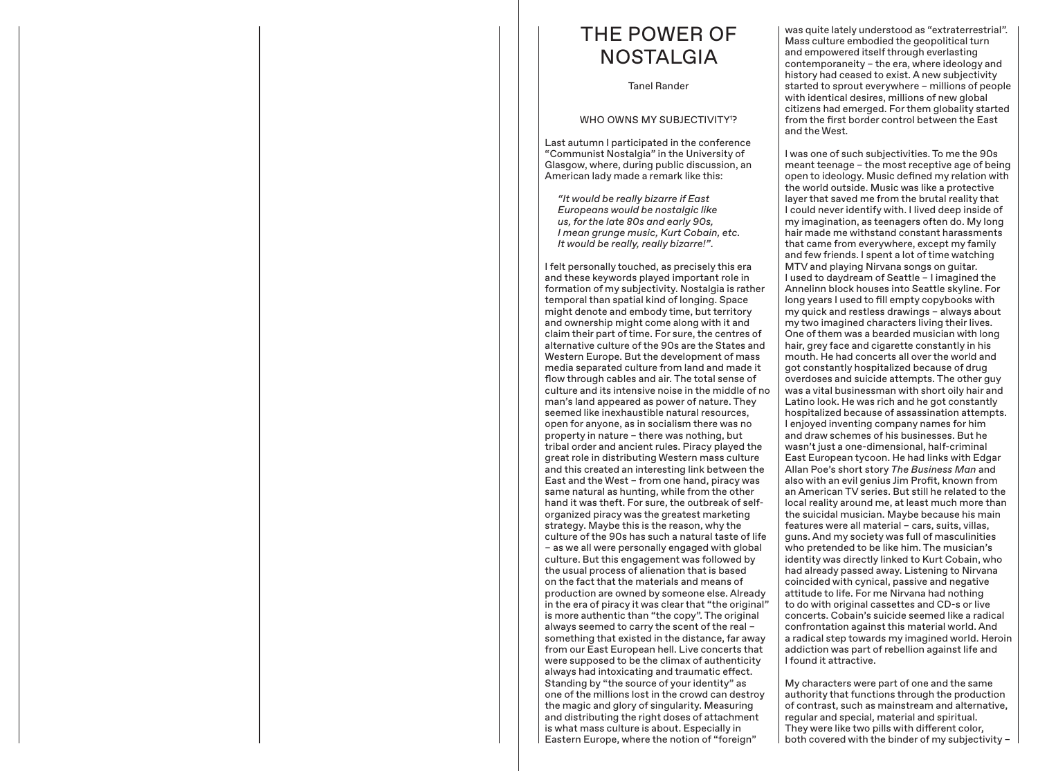# THE POWER OF NOSTALGIA

Tanel Rander

## WHO OWNS MY SUBJECTIVITY[1]?

Last autumn I participated in the conference "Communist Nostalgia" in the University of Glasgow, where, during public discussion, an American lady made a remark like this:

> *"It would be really bizarre if East Europeans would be nostalgic like us, for the late 80s and early 90s, I mean grunge music, Kurt Cobain, etc. It would be really, really bizarre!".*

I felt personally touched, as precisely this era and these keywords played important role in formation of my subjectivity. Nostalgia is rather temporal than spatial kind of longing. Space might denote and embody time, but territory and ownership might come along with it and claim their part of time. For sure, the centres of alternative culture of the 90s are the States and Western Europe. But the development of mass media separated culture from land and made it flow through cables and air. The total sense of culture and its intensive noise in the middle of no man's land appeared as power of nature. They seemed like inexhaustible natural resources, open for anyone, as in socialism there was no property in nature – there was nothing, but tribal order and ancient rules. Piracy played the great role in distributing Western mass culture and this created an interesting link between the East and the West – from one hand, piracy was same natural as hunting, while from the other hand it was theft. For sure, the outbreak of self-organized piracy was the greatest marketing strategy. Maybe this is the reason, why the culture of the 90s has such a natural taste of life – as we all were personally engaged with global culture. But this engagement was followed by the usual process of alienation that is based on the fact that the materials and means of production are owned by someone else. Already in the era of piracy it was clear that "the original" is more authentic than "the copy". The original always seemed to carry the scent of the real – something that existed in the distance, far away from our East European hell. Live concerts that were supposed to be the climax of authenticity always had intoxicating and traumatic effect. Standing by "the source of your identity" as one of the millions lost in the crowd can destroy the magic and glory of singularity. Measuring and distributing the right doses of attachment is what mass culture is about. Especially in Eastern Europe, where the notion of "foreign" was quite lately understood as "extraterrestrial". Mass culture embodied the geopolitical turn and empowered itself through everlasting contemporaneity – the era, where ideology and history had ceased to exist. A new subjectivity started to sprout everywhere – millions of people with identical desires, millions of new global citizens had emerged. For them globality started from the first border control between the East and the West.

I was one of such subjectivities. To me the 90s meant teenage – the most receptive age of being open to ideology. Music defined my relation with the world outside. Music was like a protective layer that saved me from the brutal reality that I could never identify with. I lived deep inside of my imagination, as teenagers often do. My long hair made me withstand constant harassments that came from everywhere, except my family and few friends. I spent a lot of time watching MTV and playing Nirvana songs on guitar. I used to daydream of Seattle – I imagined the Annelinn block houses into Seattle skyline. For long years I used to fill empty copybooks with my quick and restless drawings – always about my two imagined characters living their lives. One of them was a bearded musician with long hair, grey face and cigarette constantly in his mouth. He had concerts all over the world and got constantly hospitalized because of drug overdoses and suicide attempts. The other guy was a vital businessman with short oily hair and Latino look. He was rich and he got constantly hospitalized because of assassination attempts. I enjoyed inventing company names for him and draw schemes of his businesses. But he wasn't just a one-dimensional, half-criminal East European tycoon. He had links with Edgar Allan Poe's short story *The Business Man* and also with an evil genius Jim Profit, known from an American TV series. But still he related to the local reality around me, at least much more than the suicidal musician. Maybe because his main features were all material – cars, suits, villas, guns. And my society was full of masculinities who pretended to be like him. The musician's identity was directly linked to Kurt Cobain, who had already passed away. Listening to Nirvana coincided with cynical, passive and negative attitude to life. For me Nirvana had nothing to do with original cassettes and CD-s or live concerts. Cobain's suicide seemed like a radical confrontation against this material world. And a radical step towards my imagined world. Heroin addiction was part of rebellion against life and I found it attractive.

My characters were part of one and the same authority that functions through the production of contrast, such as mainstream and alternative, regular and special, material and spiritual. They were like two pills with different color, both covered with the binder of my subjectivity –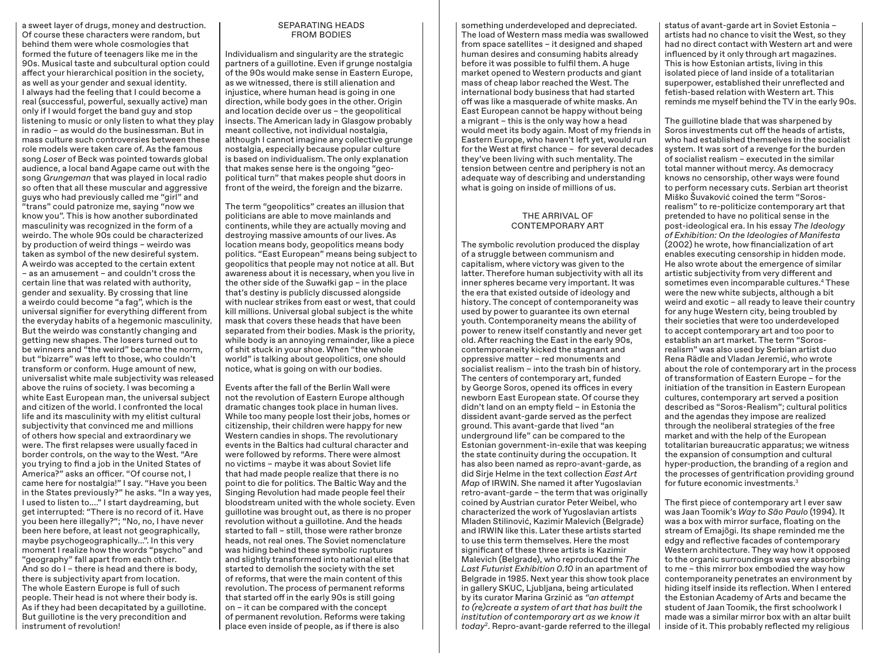a sweet layer of drugs, money and destruction. Of course these characters were random, but behind them were whole cosmologies that formed the future of teenagers like me in the 90s. Musical taste and subcultural option could affect your hierarchical position in the society, as well as your gender and sexual identity. I always had the feeling that I could become a real (successful, powerful, sexually active) man only if I would forget the band guy and stop listening to music or only listen to what they play in radio – as would do the businessman. But in mass culture such controversies between these role models were taken care of. As the famous song *Loser* of Beck was pointed towards global audience, a local band Agape came out with the song *Grungeman* that was played in local radio so often that all these muscular and aggressive guys who had previously called me "girl" and "trans" could patronize me, saying "now we know you". This is how another subordinated masculinity was recognized in the form of a weirdo. The whole 90s could be characterized by production of weird things – weirdo was taken as symbol of the new desireful system. A weirdo was accepted to the certain extent – as an amusement – and couldn't cross the certain line that was related with authority, gender and sexuality. By crossing that line a weirdo could become "a fag", which is the universal signifier for everything different from the everyday habits of a hegemonic masculinity. But the weirdo was constantly changing and getting new shapes. The losers turned out to be winners and "the weird" became the norm, but "bizarre" was left to those, who couldn't transform or conform. Huge amount of new, universalist white male subjectivity was released above the ruins of society. I was becoming a white East European man, the universal subject and citizen of the world. I confronted the local life and its masculinity with my elitist cultural subjectivity that convinced me and millions of others how special and extraordinary we were. The first relapses were usually faced in border controls, on the way to the West. "Are you trying to find a job in the United States of America?" asks an officer. "Of course not, I came here for nostalgia!" I say. "Have you been in the States previously?" he asks. "In a way yes, I used to listen to...." I start daydreaming, but get interrupted: "There is no record of it. Have you been here illegally?"; "No, no, I have never been here before, at least not geographically, maybe psychogeographically...". In this very moment I realize how the words "psycho" and "geography" fall apart from each other. And so do I – there is head and there is body, there is subjectivity apart from location. The whole Eastern Europe is full of such people. Their head is not where their body is. As if they had been decapitated by a guillotine. But guillotine is the very precondition and instrument of revolution!

## SEPARATING HEADS FROM BODIES

Individualism and singularity are the strategic partners of a guillotine. Even if grunge nostalgia of the 90s would make sense in Eastern Europe, as we witnessed, there is still alienation and injustice, where human head is going in one direction, while body goes in the other. Origin and location decide over us – the geopolitical insects. The American lady in Glasgow probably meant collective, not individual nostalgia, although I cannot imagine any collective grunge nostalgia, especially because popular culture is based on individualism. The only explanation that makes sense here is the ongoing "geo-political turn" that makes people shut doors in front of the weird, the foreign and the bizarre.

The term "geopolitics" creates an illusion that politicians are able to move mainlands and continents, while they are actually moving and destroying massive amounts of our lives. As location means body, geopolitics means body politics. "East European" means being subject to geopolitics that people may not notice at all. But awareness about it is necessary, when you live in the other side of the Suwałki gap – in the place that's destiny is publicly discussed alongside with nuclear strikes from east or west, that could kill millions. Universal global subject is the white mask that covers these heads that have been separated from their bodies. Mask is the priority, while body is an annoying remainder, like a piece of shit stuck in your shoe. When "the whole world" is talking about geopolitics, one should notice, what is going on with our bodies.

Events after the fall of the Berlin Wall were not the revolution of Eastern Europe although dramatic changes took place in human lives. While too many people lost their jobs, homes or citizenship, their children were happy for new Western candies in shops. The revolutionary events in the Baltics had cultural character and were followed by reforms. There were almost no victims – maybe it was about Soviet life that had made people realize that there is no point to die for politics. The Baltic Way and the Singing Revolution had made people feel their bloodstream united with the whole society. Even guillotine was brought out, as there is no proper revolution without a guillotine. And the heads started to fall – still, those were rather bronze heads, not real ones. The Soviet nomenclature was hiding behind these symbolic ruptures and slightly transformed into national elite that started to demolish the society with the set of reforms, that were the main content of this revolution. The process of permanent reforms that started off in the early 90s is still going on – it can be compared with the concept of permanent revolution. Reforms were taking place even inside of people, as if there is also something underdeveloped and depreciated. The load of Western mass media was swallowed from space satellites – it designed and shaped human desires and consuming habits already before it was possible to fulfil them. A huge market opened to Western products and giant mass of cheap labor reached the West. The international body business that had started off was like a masquerade of white masks. An East European cannot be happy without being a migrant – this is the only way how a head would meet its body again. Most of my friends in Eastern Europe, who haven't left yet, would run for the West at first chance – for several decades they've been living with such mentality. The tension between centre and periphery is not an adequate way of describing and understanding what is going on inside of millions of us.

## THE ARRIVAL OF CONTEMPORARY ART

The symbolic revolution produced the display of a struggle between communism and capitalism, where victory was given to the latter. Therefore human subjectivity with all its inner spheres became very important. It was the era that existed outside of ideology and history. The concept of contemporaneity was used by power to guarantee its own eternal youth. Contemporaneity means the ability of power to renew itself constantly and never get old. After reaching the East in the early 90s, contemporaneity kicked the stagnant and oppressive matter – red monuments and socialist realism – into the trash bin of history. The centers of contemporary art, funded by George Soros, opened its offices in every newborn East European state. Of course they didn't land on an empty field – in Estonia the dissident avant-garde served as the perfect ground. This avant-garde that lived "an underground life" can be compared to the Estonian government-in-exile that was keeping the state continuity during the occupation. It has also been named as repro-avant-garde, as did Sirje Helme in the text collection *East Art Map* of IRWIN. She named it after Yugoslavian retro-avant-garde – the term that was originally coined by Austrian curator Peter Weibel, who characterized the work of Yugoslavian artists Mladen Stilinović, Kazimir Malevich (Belgrade) and IRWIN like this. Later these artists started to use this term themselves. Here the most significant of these three artists is Kazimir Malevich (Belgrade), who reproduced the *The Last Futurist Exhibition 0.10* in an apartment of Belgrade in 1985. Next year this show took place in gallery SKUC, Ljubljana, being articulated by its curator Marina Grzinić as *"an attempt to (re)create a system of art that has built the institution of contemporary art as we know it today*[2]. Repro-avant-garde referred to the illegal status of avant-garde art in Soviet Estonia – artists had no chance to visit the West, so they had no direct contact with Western art and were influenced by it only through art magazines. This is how Estonian artists, living in this isolated piece of land inside of a totalitarian superpower, established their unreflected and fetish-based relation with Western art. This reminds me myself behind the TV in the early 90s.

The guillotine blade that was sharpened by Soros investments cut off the heads of artists, who had established themselves in the socialist system. It was sort of a revenge for the burden of socialist realism – executed in the similar total manner without mercy. As democracy knows no censorship, other ways were found to perform necessary cuts. Serbian art theorist Miško Šuvaković coined the term "Soros-realism" to re-politicize contemporary art that pretended to have no political sense in the post-ideological era. In his essay *The Ideology of Exhibition: On the Ideologies of Manifesta* (2002) he wrote, how financialization of art enables executing censorship in hidden mode. He also wrote about the emergence of similar artistic subjectivity from very different and sometimes even incomparable cultures.[4] These were the new white subjects, although a bit weird and exotic – all ready to leave their country for any huge Western city, being troubled by their societies that were too underdeveloped to accept contemporary art and too poor to establish an art market. The term "Soros-realism" was also used by Serbian artist duo Rena Rädle and Vladan Jeremić, who wrote about the role of contemporary art in the process of transformation of Eastern Europe – for the initiation of the transition in Eastern European cultures, contemporary art served a position described as "Soros-Realism"; cultural politics and the agendas they impose are realized through the neoliberal strategies of the free market and with the help of the European totalitarian bureaucratic apparatus; we witness the expansion of consumption and cultural hyper-production, the branding of a region and the processes of gentrification providing ground for future economic investments.[3]

The first piece of contemporary art I ever saw was Jaan Toomik's *Way to São Paulo* (1994). It was a box with mirror surface, floating on the stream of Emajõgi. Its shape reminded me the edgy and reflective facades of contemporary Western architecture. They way how it opposed to the organic surroundings was very absorbing to me – this mirror box embodied the way how contemporaneity penetrates an environment by hiding itself inside its reflection. When I entered the Estonian Academy of Arts and became the student of Jaan Toomik, the first schoolwork I made was a similar mirror box with an altar built inside of it. This probably reflected my religious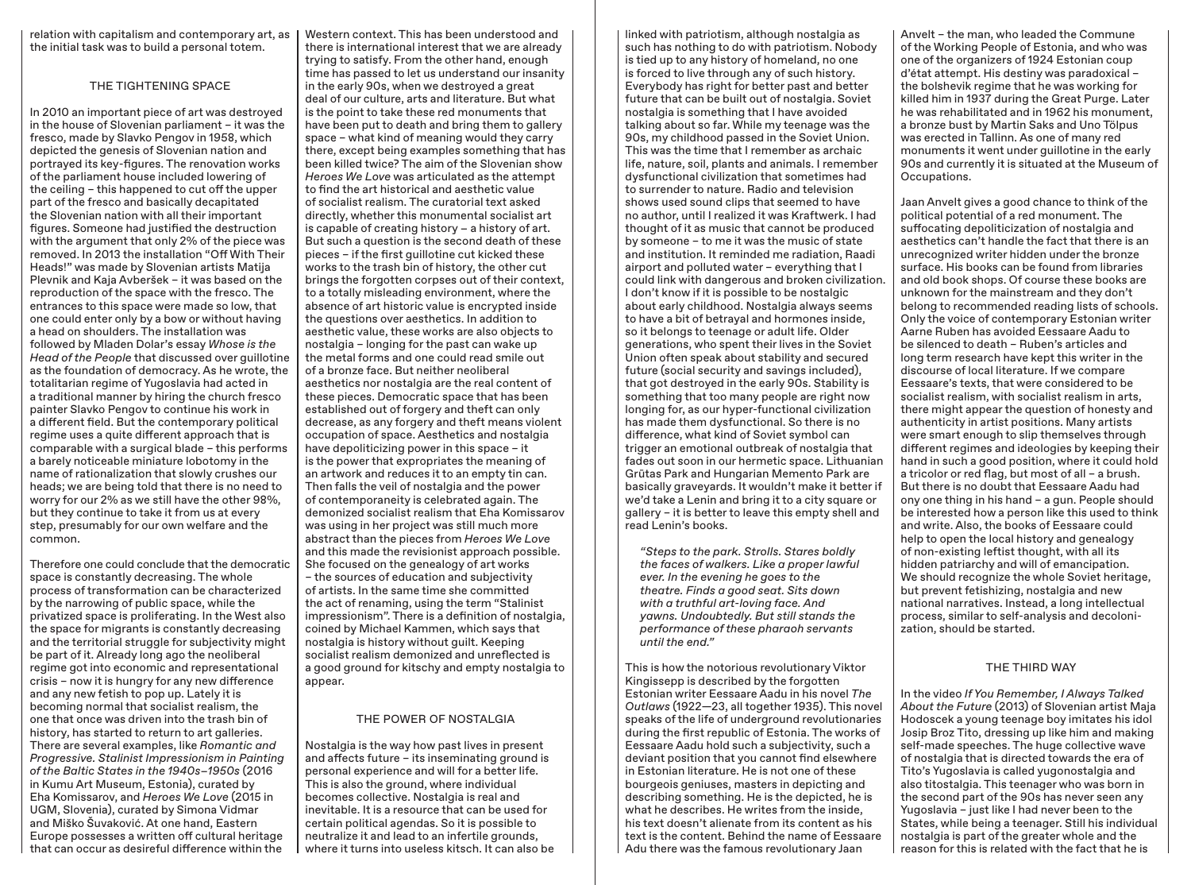relation with capitalism and contemporary art, as the initial task was to build a personal totem.

## THE TIGHTENING SPACE

In 2010 an important piece of art was destroyed in the house of Slovenian parliament – it was the fresco, made by Slavko Pengov in 1958, which depicted the genesis of Slovenian nation and portrayed its key-figures. The renovation works of the parliament house included lowering of the ceiling – this happened to cut off the upper part of the fresco and basically decapitated the Slovenian nation with all their important figures. Someone had justified the destruction with the argument that only 2% of the piece was removed. In 2013 the installation "Off With Their Heads!" was made by Slovenian artists Matija Plevnik and Kaja Avberšek – it was based on the reproduction of the space with the fresco. The entrances to this space were made so low, that one could enter only by a bow or without having a head on shoulders. The installation was followed by Mladen Dolar's essay *Whose is the Head of the People* that discussed over guillotine as the foundation of democracy. As he wrote, the totalitarian regime of Yugoslavia had acted in a traditional manner by hiring the church fresco painter Slavko Pengov to continue his work in a different field. But the contemporary political regime uses a quite different approach that is comparable with a surgical blade – this performs a barely noticeable miniature lobotomy in the name of rationalization that slowly crushes our heads; we are being told that there is no need to worry for our 2% as we still have the other 98%, but they continue to take it from us at every step, presumably for our own welfare and the common.

Therefore one could conclude that the democratic space is constantly decreasing. The whole process of transformation can be characterized by the narrowing of public space, while the privatized space is proliferating. In the West also the space for migrants is constantly decreasing and the territorial struggle for subjectivity might be part of it. Already long ago the neoliberal regime got into economic and representational crisis – now it is hungry for any new difference and any new fetish to pop up. Lately it is becoming normal that socialist realism, the one that once was driven into the trash bin of history, has started to return to art galleries. There are several examples, like *Romantic and Progressive. Stalinist Impressionism in Painting of the Baltic States in the 1940s–1950s* (2016 in Kumu Art Museum, Estonia), curated by Eha Komissarov, and *Heroes We Love* (2015 in UGM, Slovenia), curated by Simona Vidmar and Miško Šuvaković. At one hand, Eastern Europe possesses a written off cultural heritage that can occur as desireful difference within the Western context. This has been understood and there is international interest that we are already trying to satisfy. From the other hand, enough time has passed to let us understand our insanity in the early 90s, when we destroyed a great deal of our culture, arts and literature. But what is the point to take these red monuments that have been put to death and bring them to gallery space – what kind of meaning would they carry there, except being examples something that has been killed twice? The aim of the Slovenian show *Heroes We Love* was articulated as the attempt to find the art historical and aesthetic value of socialist realism. The curatorial text asked directly, whether this monumental socialist art is capable of creating history – a history of art. But such a question is the second death of these pieces – if the first guillotine cut kicked these works to the trash bin of history, the other cut brings the forgotten corpses out of their context, to a totally misleading environment, where the absence of art historic value is encrypted inside the questions over aesthetics. In addition to aesthetic value, these works are also objects to nostalgia – longing for the past can wake up the metal forms and one could read smile out of a bronze face. But neither neoliberal aesthetics nor nostalgia are the real content of these pieces. Democratic space that has been established out of forgery and theft can only decrease, as any forgery and theft means violent occupation of space. Aesthetics and nostalgia have depoliticizing power in this space – it is the power that expropriates the meaning of an artwork and reduces it to an empty tin can. Then falls the veil of nostalgia and the power of contemporaneity is celebrated again. The demonized socialist realism that Eha Komissarov was using in her project was still much more abstract than the pieces from *Heroes We Love* and this made the revisionist approach possible. She focused on the genealogy of art works – the sources of education and subjectivity of artists. In the same time she committed the act of renaming, using the term "Stalinist impressionism". There is a definition of nostalgia, coined by Michael Kammen, which says that nostalgia is history without guilt. Keeping socialist realism demonized and unreflected is a good ground for kitschy and empty nostalgia to appear.

## THE POWER OF NOSTALGIA

Nostalgia is the way how past lives in present and affects future – its inseminating ground is personal experience and will for a better life. This is also the ground, where individual becomes collective. Nostalgia is real and inevitable. It is a resource that can be used for certain political agendas. So it is possible to neutralize it and lead to an infertile grounds, where it turns into useless kitsch. It can also be linked with patriotism, although nostalgia as such has nothing to do with patriotism. Nobody is tied up to any history of homeland, no one is forced to live through any of such history. Everybody has right for better past and better future that can be built out of nostalgia. Soviet nostalgia is something that I have avoided talking about so far. While my teenage was the 90s, my childhood passed in the Soviet Union. This was the time that I remember as archaic life, nature, soil, plants and animals. I remember dysfunctional civilization that sometimes had to surrender to nature. Radio and television shows used sound clips that seemed to have no author, until I realized it was Kraftwerk. I had thought of it as music that cannot be produced by someone – to me it was the music of state and institution. It reminded me radiation, Raadi airport and polluted water – everything that I could link with dangerous and broken civilization. I don't know if it is possible to be nostalgic about early childhood. Nostalgia always seems to have a bit of betrayal and hormones inside, so it belongs to teenage or adult life. Older generations, who spent their lives in the Soviet Union often speak about stability and secured future (social security and savings included), that got destroyed in the early 90s. Stability is something that too many people are right now longing for, as our hyper-functional civilization has made them dysfunctional. So there is no difference, what kind of Soviet symbol can trigger an emotional outbreak of nostalgia that fades out soon in our hermetic space. Lithuanian Grūtas Park and Hungarian Memento Park are basically graveyards. It wouldn't make it better if we'd take a Lenin and bring it to a city square or gallery – it is better to leave this empty shell and read Lenin's books.

> *"Steps to the park. Strolls. Stares boldly the faces of walkers. Like a proper lawful ever. In the evening he goes to the theatre. Finds a good seat. Sits down with a truthful art-loving face. And yawns. Undoubtedly. But still stands the performance of these pharaoh servants until the end."*

This is how the notorious revolutionary Viktor Kingissepp is described by the forgotten Estonian writer Eessaare Aadu in his novel *The Outlaws* (1922—23, all together 1935). This novel speaks of the life of underground revolutionaries during the first republic of Estonia. The works of Eessaare Aadu hold such a subjectivity, such a deviant position that you cannot find elsewhere in Estonian literature. He is not one of these bourgeois geniuses, masters in depicting and describing something. He is the depicted, he is what he describes. He writes from the inside, his text doesn't alienate from its content as his text is the content. Behind the name of Eessaare Adu there was the famous revolutionary Jaan Anvelt – the man, who leaded the Commune of the Working People of Estonia, and who was one of the organizers of 1924 Estonian coup d'état attempt. His destiny was paradoxical – the bolshevik regime that he was working for killed him in 1937 during the Great Purge. Later he was rehabilitated and in 1962 his monument, a bronze bust by Martin Saks and Uno Tölpus was erected in Tallinn. As one of many red monuments it went under guillotine in the early 90s and currently it is situated at the Museum of Occupations.

Jaan Anvelt gives a good chance to think of the political potential of a red monument. The suffocating depoliticization of nostalgia and aesthetics can't handle the fact that there is an unrecognized writer hidden under the bronze surface. His books can be found from libraries and old book shops. Of course these books are unknown for the mainstream and they don't belong to recommended reading lists of schools. Only the voice of contemporary Estonian writer Aarne Ruben has avoided Eessaare Aadu to be silenced to death – Ruben's articles and long term research have kept this writer in the discourse of local literature. If we compare Eessaare's texts, that were considered to be socialist realism, with socialist realism in arts, there might appear the question of honesty and authenticity in artist positions. Many artists were smart enough to slip themselves through different regimes and ideologies by keeping their hand in such a good position, where it could hold a tricolor or red flag, but most of all – a brush. But there is no doubt that Eessaare Aadu had ony one thing in his hand – a gun. People should be interested how a person like this used to think and write. Also, the books of Eessaare could help to open the local history and genealogy of non-existing leftist thought, with all its hidden patriarchy and will of emancipation. We should recognize the whole Soviet heritage, but prevent fetishizing, nostalgia and new national narratives. Instead, a long intellectual process, similar to self-analysis and decolonization, should be started.

## THE THIRD WAY

In the video *If You Remember, I Always Talked About the Future* (2013) of Slovenian artist Maja Hodoscek a young teenage boy imitates his idol Josip Broz Tito, dressing up like him and making self-made speeches. The huge collective wave of nostalgia that is directed towards the era of Tito's Yugoslavia is called yugonostalgia and also titostalgia. This teenager who was born in the second part of the 90s has never seen any Yugoslavia – just like I had never been to the States, while being a teenager. Still his individual nostalgia is part of the greater whole and the reason for this is related with the fact that he is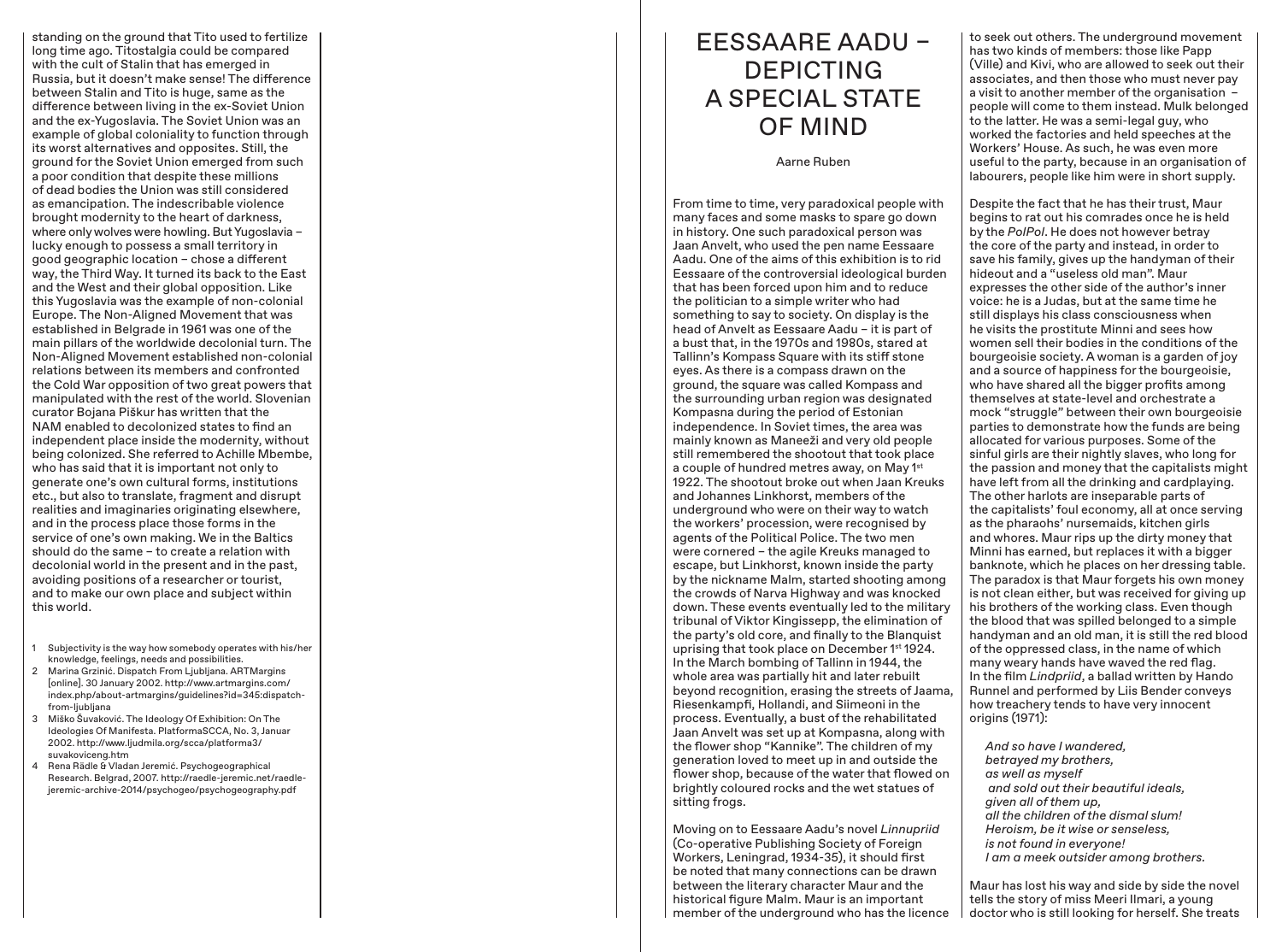standing on the ground that Tito used to fertilize long time ago. Titostalgia could be compared with the cult of Stalin that has emerged in Russia, but it doesn't make sense! The difference between Stalin and Tito is huge, same as the difference between living in the ex-Soviet Union and the ex-Yugoslavia. The Soviet Union was an example of global coloniality to function through its worst alternatives and opposites. Still, the ground for the Soviet Union emerged from such a poor condition that despite these millions of dead bodies the Union was still considered as emancipation. The indescribable violence brought modernity to the heart of darkness, where only wolves were howling. But Yugoslavia – lucky enough to possess a small territory in good geographic location – chose a different way, the Third Way. It turned its back to the East and the West and their global opposition. Like this Yugoslavia was the example of non-colonial Europe. The Non-Aligned Movement that was established in Belgrade in 1961 was one of the main pillars of the worldwide decolonial turn. The Non-Aligned Movement established non-colonial relations between its members and confronted the Cold War opposition of two great powers that manipulated with the rest of the world. Slovenian curator Bojana Piškur has written that the NAM enabled to decolonized states to find an independent place inside the modernity, without being colonized. She referred to Achille Mbembe, who has said that it is important not only to generate one's own cultural forms, institutions etc., but also to translate, fragment and disrupt realities and imaginaries originating elsewhere, and in the process place those forms in the service of one's own making. We in the Baltics should do the same – to create a relation with decolonial world in the present and in the past, avoiding positions of a researcher or tourist, and to make our own place and subject within this world.

1 Subjectivity is the way how somebody operates with his/her knowledge, feelings, needs and possibilities.
2 Marina Grzinić. Dispatch From Ljubljana. ARTMargins [online]. 30 January 2002. http://www.artmargins.com/index.php/about-artmargins/guidelines?id=345:dispatch-from-ljubljana
3 Miško Šuvaković. The Ideology Of Exhibition: On The Ideologies Of Manifesta. PlatformaSCCA, No. 3, Januar 2002. http://www.ljudmila.org/scca/platforma3/suvakoviceng.htm
4 Rena Rädle & Vladan Jeremić. Psychogeographical Research. Belgrad, 2007. http://raedle-jeremic.net/raedle-jeremic-archive-2014/psychogeo/psychogeography.pdf

# EESSAARE AADU – DEPICTING A SPECIAL STATE OF MIND

Aarne Ruben

From time to time, very paradoxical people with many faces and some masks to spare go down in history. One such paradoxical person was Jaan Anvelt, who used the pen name Eessaare Aadu. One of the aims of this exhibition is to rid Eessaare of the controversial ideological burden that has been forced upon him and to reduce the politician to a simple writer who had something to say to society. On display is the head of Anvelt as Eessaare Aadu – it is part of a bust that, in the 1970s and 1980s, stared at Tallinn's Kompass Square with its stiff stone eyes. As there is a compass drawn on the ground, the square was called Kompass and the surrounding urban region was designated Kompasna during the period of Estonian independence. In Soviet times, the area was mainly known as Maneeži and very old people still remembered the shootout that took place a couple of hundred metres away, on May 1st 1922. The shootout broke out when Jaan Kreuks and Johannes Linkhorst, members of the underground who were on their way to watch the workers' procession, were recognised by agents of the Political Police. The two men were cornered – the agile Kreuks managed to escape, but Linkhorst, known inside the party by the nickname Malm, started shooting among the crowds of Narva Highway and was knocked down. These events eventually led to the military tribunal of Viktor Kingissepp, the elimination of the party's old core, and finally to the Blanquist uprising that took place on December 1st 1924. In the March bombing of Tallinn in 1944, the whole area was partially hit and later rebuilt beyond recognition, erasing the streets of Jaama, Riesenkampfi, Hollandi, and Siimeoni in the process. Eventually, a bust of the rehabilitated Jaan Anvelt was set up at Kompasna, along with the flower shop "Kannike". The children of my generation loved to meet up in and outside the flower shop, because of the water that flowed on brightly coloured rocks and the wet statues of sitting frogs.

Moving on to Eessaare Aadu's novel *Linnupriid* (Co-operative Publishing Society of Foreign Workers, Leningrad, 1934-35), it should first be noted that many connections can be drawn between the literary character Maur and the historical figure Malm. Maur is an important member of the underground who has the licence to seek out others. The underground movement has two kinds of members: those like Papp (Ville) and Kivi, who are allowed to seek out their associates, and then those who must never pay a visit to another member of the organisation – people will come to them instead. Mulk belonged to the latter. He was a semi-legal guy, who worked the factories and held speeches at the Workers' House. As such, he was even more useful to the party, because in an organisation of labourers, people like him were in short supply.

Despite the fact that he has their trust, Maur begins to rat out his comrades once he is held by the *PolPol*. He does not however betray the core of the party and instead, in order to save his family, gives up the handyman of their hideout and a "useless old man". Maur expresses the other side of the author's inner voice: he is a Judas, but at the same time he still displays his class consciousness when he visits the prostitute Minni and sees how women sell their bodies in the conditions of the bourgeoisie society. A woman is a garden of joy and a source of happiness for the bourgeoisie, who have shared all the bigger profits among themselves at state-level and orchestrate a mock "struggle" between their own bourgeoisie parties to demonstrate how the funds are being allocated for various purposes. Some of the sinful girls are their nightly slaves, who long for the passion and money that the capitalists might have left from all the drinking and cardplaying. The other harlots are inseparable parts of the capitalists' foul economy, all at once serving as the pharaohs' nursemaids, kitchen girls and whores. Maur rips up the dirty money that Minni has earned, but replaces it with a bigger banknote, which he places on her dressing table. The paradox is that Maur forgets his own money is not clean either, but was received for giving up his brothers of the working class. Even though the blood that was spilled belonged to a simple handyman and an old man, it is still the red blood of the oppressed class, in the name of which many weary hands have waved the red flag. In the film *Lindpriid*, a ballad written by Hando Runnel and performed by Liis Bender conveys how treachery tends to have very innocent origins (1971):

*And so have I wandered,*
*betrayed my brothers,*
*as well as myself*
*and sold out their beautiful ideals,*
*given all of them up,*
*all the children of the dismal slum!*
*Heroism, be it wise or senseless,*
*is not found in everyone!*
*I am a meek outsider among brothers.*

Maur has lost his way and side by side the novel tells the story of miss Meeri Ilmari, a young doctor who is still looking for herself. She treats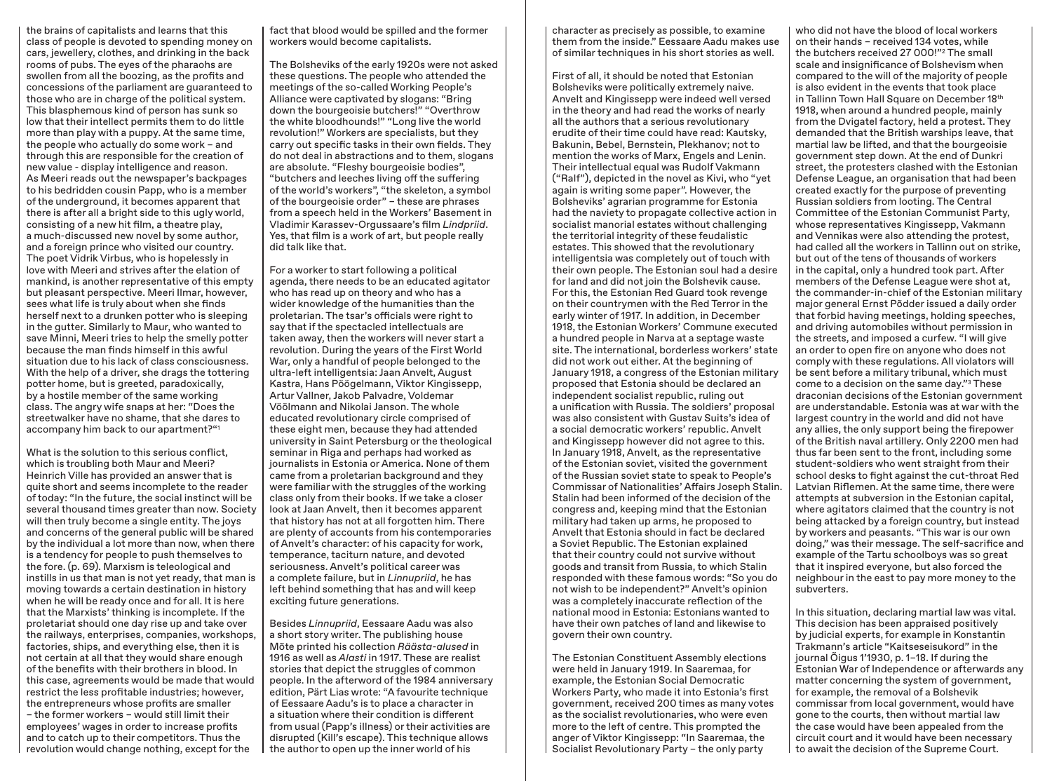the brains of capitalists and learns that this class of people is devoted to spending money on cars, jewellery, clothes, and drinking in the back rooms of pubs. The eyes of the pharaohs are swollen from all the boozing, as the profits and concessions of the parliament are guaranteed to those who are in charge of the political system. This blasphemous kind of person has sunk so low that their intellect permits them to do little more than play with a puppy. At the same time, the people who actually do some work – and through this are responsible for the creation of new value - display intelligence and reason. As Meeri reads out the newspaper's backpages to his bedridden cousin Papp, who is a member of the underground, it becomes apparent that there is after all a bright side to this ugly world, consisting of a new hit film, a theatre play, a much-discussed new novel by some author, and a foreign prince who visited our country. The poet Vidrik Virbus, who is hopelessly in love with Meeri and strives after the elation of mankind, is another representative of this empty but pleasant perspective. Meeri Ilmar, however, sees what life is truly about when she finds herself next to a drunken potter who is sleeping in the gutter. Similarly to Maur, who wanted to save Minni, Meeri tries to help the smelly potter because the man finds himself in this awful situation due to his lack of class consciousness. With the help of a driver, she drags the tottering potter home, but is greeted, paradoxically, by a hostile member of the same working class. The angry wife snaps at her: "Does the streetwalker have no shame, that she dares to accompany him back to our apartment?"[1]

What is the solution to this serious conflict, which is troubling both Maur and Meeri? Heinrich Ville has provided an answer that is quite short and seems incomplete to the reader of today: "In the future, the social instinct will be several thousand times greater than now. Society will then truly become a single entity. The joys and concerns of the general public will be shared by the individual a lot more than now, when there is a tendency for people to push themselves to the fore. (p. 69). Marxism is teleological and instills in us that man is not yet ready, that man is moving towards a certain destination in history when he will be ready once and for all. It is here that the Marxists' thinking is incomplete. If the proletariat should one day rise up and take over the railways, enterprises, companies, workshops, factories, ships, and everything else, then it is not certain at all that they would share enough of the benefits with their brothers in blood. In this case, agreements would be made that would restrict the less profitable industries; however, the entrepreneurs whose profits are smaller – the former workers – would still limit their employees' wages in order to increase profits and to catch up to their competitors. Thus the revolution would change nothing, except for the fact that blood would be spilled and the former workers would become capitalists.

The Bolsheviks of the early 1920s were not asked these questions. The people who attended the meetings of the so-called Working People's Alliance were captivated by slogans: "Bring down the bourgeoisie butchers!" "Overthrow the white bloodhounds!" "Long live the world revolution!" Workers are specialists, but they carry out specific tasks in their own fields. They do not deal in abstractions and to them, slogans are absolute. "Fleshy bourgeoisie bodies", "butchers and leeches living off the suffering of the world's workers", "the skeleton, a symbol of the bourgeoisie order" – these are phrases from a speech held in the Workers' Basement in Vladimir Karassev-Orgussaare's film *Lindpriid*. Yes, that film is a work of art, but people really did talk like that.

For a worker to start following a political agenda, there needs to be an educated agitator who has read up on theory and who has a wider knowledge of the humanities than the proletarian. The tsar's officials were right to say that if the spectacled intellectuals are taken away, then the workers will never start a revolution. During the years of the First World War, only a handful of people belonged to the ultra-left intelligentsia: Jaan Anvelt, August Kastra, Hans Pöögelmann, Viktor Kingissepp, Artur Vallner, Jakob Palvadre, Voldemar Vöölmann and Nikolai Janson. The whole educated revolutionary circle comprised of these eight men, because they had attended university in Saint Petersburg or the theological seminar in Riga and perhaps had worked as journalists in Estonia or America. None of them came from a proletarian background and they were familiar with the struggles of the working class only from their books. If we take a closer look at Jaan Anvelt, then it becomes apparent that history has not at all forgotten him. There are plenty of accounts from his contemporaries of Anvelt's character: of his capacity for work, temperance, taciturn nature, and devoted seriousness. Anvelt's political career was a complete failure, but in *Linnupriid*, he has left behind something that has and will keep exciting future generations.

Besides *Linnupriid*, Eessaare Aadu was also a short story writer. The publishing house Mõte printed his collection *Räästa-alused* in 1916 as well as *Alasti* in 1917. These are realist stories that depict the struggles of common people. In the afterword of the 1984 anniversary edition, Pärt Lias wrote: "A favourite technique of Eessaare Aadu's is to place a character in a situation where their condition is different from usual (Papp's illness) or their activities are disrupted (Kill's escape). This technique allows the author to open up the inner world of his character as precisely as possible, to examine them from the inside." Eessaare Aadu makes use of similar techniques in his short stories as well.

First of all, it should be noted that Estonian Bolsheviks were politically extremely naive. Anvelt and Kingissepp were indeed well versed in the theory and had read the works of nearly all the authors that a serious revolutionary erudite of their time could have read: Kautsky, Bakunin, Bebel, Bernstein, Plekhanov; not to mention the works of Marx, Engels and Lenin. Their intellectual equal was Rudolf Vakmann ("Ralf"), depicted in the novel as Kivi, who "yet again is writing some paper". However, the Bolsheviks' agrarian programme for Estonia had the naviety to propagate collective action in socialist manorial estates without challenging the territorial integrity of these feudalistic estates. This showed that the revolutionary intelligentsia was completely out of touch with their own people. The Estonian soul had a desire for land and did not join the Bolshevik cause. For this, the Estonian Red Guard took revenge on their countrymen with the Red Terror in the early winter of 1917. In addition, in December 1918, the Estonian Workers' Commune executed a hundred people in Narva at a septage waste site. The international, borderless workers' state did not work out either. At the beginning of January 1918, a congress of the Estonian military proposed that Estonia should be declared an independent socialist republic, ruling out a unification with Russia. The soldiers' proposal was also consistent with Gustav Suits's idea of a social democratic workers' republic. Anvelt and Kingissepp however did not agree to this. In January 1918, Anvelt, as the representative of the Estonian soviet, visited the government of the Russian soviet state to speak to People's Commissar of Nationalities' Affairs Joseph Stalin. Stalin had been informed of the decision of the congress and, keeping mind that the Estonian military had taken up arms, he proposed to Anvelt that Estonia should in fact be declared a Soviet Republic. The Estonian explained that their country could not survive without goods and transit from Russia, to which Stalin responded with these famous words: "So you do not wish to be independent?" Anvelt's opinion was a completely inaccurate reflection of the national mood in Estonia: Estonians wanted to have their own patches of land and likewise to govern their own country.

The Estonian Constituent Assembly elections were held in January 1919. In Saaremaa, for example, the Estonian Social Democratic Workers Party, who made it into Estonia's first government, received 200 times as many votes as the socialist revolutionaries, who were even more to the left of centre. This prompted the anger of Viktor Kingissepp: "In Saaremaa, the Socialist Revolutionary Party – the only party who did not have the blood of local workers on their hands – received 134 votes, while the butchers received 27 000!"[2] The small scale and insignificance of Bolshevism when compared to the will of the majority of people is also evident in the events that took place in Tallinn Town Hall Square on December 18th 1918, when around a hundred people, mainly from the Dvigatel factory, held a protest. They demanded that the British warships leave, that martial law be lifted, and that the bourgeoisie government step down. At the end of Dunkri street, the protesters clashed with the Estonian Defense League, an organisation that had been created exactly for the purpose of preventing Russian soldiers from looting. The Central Committee of the Estonian Communist Party, whose representatives Kingissepp, Vakmann and Vennikas were also attending the protest, had called all the workers in Tallinn out on strike, but out of the tens of thousands of workers in the capital, only a hundred took part. After members of the Defense League were shot at, the commander-in-chief of the Estonian military major general Ernst Põdder issued a daily order that forbid having meetings, holding speeches, and driving automobiles without permission in the streets, and imposed a curfew. "I will give an order to open fire on anyone who does not comply with these regulations. All violators will be sent before a military tribunal, which must come to a decision on the same day."[3] These draconian decisions of the Estonian government are understandable. Estonia was at war with the largest country in the world and did not have any allies, the only support being the firepower of the British naval artillery. Only 2200 men had thus far been sent to the front, including some student-soldiers who went straight from their school desks to fight against the cut-throat Red Latvian Riflemen. At the same time, there were attempts at subversion in the Estonian capital, where agitators claimed that the country is not being attacked by a foreign country, but instead by workers and peasants. "This war is our own doing," was their message. The self-sacrifice and example of the Tartu schoolboys was so great that it inspired everyone, but also forced the neighbour in the east to pay more money to the subverters.

In this situation, declaring martial law was vital. This decision has been appraised positively by judicial experts, for example in Konstantin Trakmann's article "Kaitseseisukord" in the journal Õigus 1'1930, p. 1–18. If during the Estonian War of Independence or afterwards any matter concerning the system of government, for example, the removal of a Bolshevik commissar from local government, would have gone to the courts, then without martial law the case would have been appealed from the circuit court and it would have been necessary to await the decision of the Supreme Court.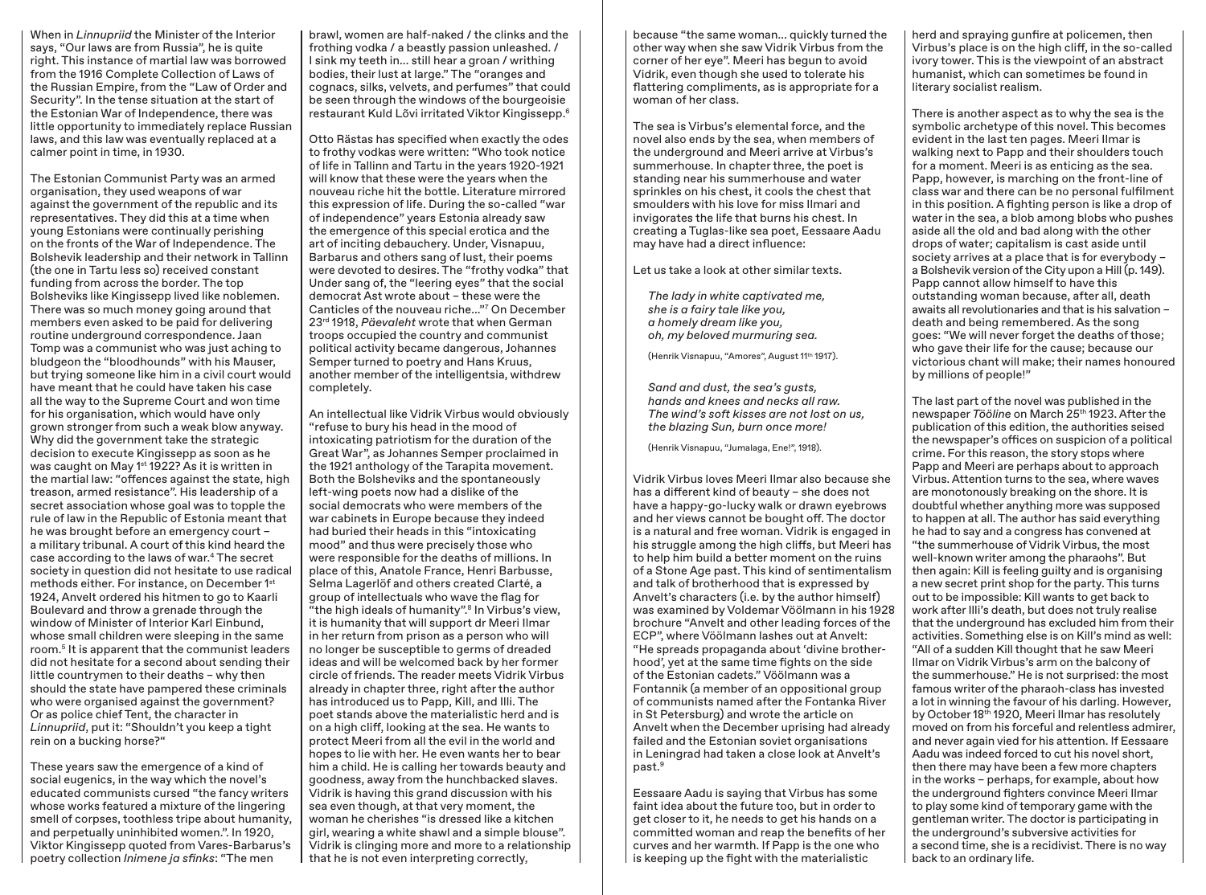When in *Linnupriid* the Minister of the Interior says, "Our laws are from Russia", he is quite right. This instance of martial law was borrowed from the 1916 Complete Collection of Laws of the Russian Empire, from the "Law of Order and Security". In the tense situation at the start of the Estonian War of Independence, there was little opportunity to immediately replace Russian laws, and this law was eventually replaced at a calmer point in time, in 1930.

The Estonian Communist Party was an armed organisation, they used weapons of war against the government of the republic and its representatives. They did this at a time when young Estonians were continually perishing on the fronts of the War of Independence. The Bolshevik leadership and their network in Tallinn (the one in Tartu less so) received constant funding from across the border. The top Bolsheviks like Kingisepp lived like noblemen. There was so much money going around that members even asked to be paid for delivering routine underground correspondence. Jaan Tomp was a communist who was just aching to bludgeon the "bloodhounds" with his Mauser, but trying someone like him in a civil court would have meant that he could have taken his case all the way to the Supreme Court and won time for his organisation, which would have only grown stronger from such a weak blow anyway. Why did the government take the strategic decision to execute Kingisepp as soon as he was caught on May 1st 1922? As it is written in the martial law: "offences against the state, high treason, armed resistance". His leadership of a secret association whose goal was to topple the rule of law in the Republic of Estonia meant that he was brought before an emergency court – a military tribunal. A court of this kind heard the case according to the laws of war.[4] The secret society in question did not hesitate to use radical methods either. For instance, on December 1st 1924, Anvelt ordered his hitmen to go to Kaarli Boulevard and throw a grenade through the window of Minister of Interior Karl Einbund, whose small children were sleeping in the same room.[5] It is apparent that the communist leaders did not hesitate for a second about sending their little countrymen to their deaths – why then should the state have pampered these criminals who were organised against the government? Or as police chief Tent, the character in *Linnupriid*, put it: "Shouldn't you keep a tight rein on a bucking horse?"

These years saw the emergence of a kind of social eugenics, in the way which the novel's educated communists cursed "the fancy writers whose works featured a mixture of the lingering smell of corpses, toothless tripe about humanity, and perpetually uninhibited women.". In 1920, Viktor Kingissepp quoted from Vares-Barbarus's poetry collection *Inimene ja sfinks*: "The men brawl, women are half-naked / the clinks and the frothing vodka / a beastly passion unleashed. / I sink my teeth in… still hear a groan / writhing bodies, their lust at large." The "oranges and cognacs, silks, velvets, and perfumes" that could be seen through the windows of the bourgeoisie restaurant Kuld Lõvi irritated Viktor Kingissepp.[6]

Otto Rästas has specified when exactly the odes to frothy vodkas were written: "Who took notice of life in Tallinn and Tartu in the years 1920-1921 will know that these were the years when the nouveau riche hit the bottle. Literature mirrored this expression of life. During the so-called "war of independence" years Estonia already saw the emergence of this special erotica and the art of inciting debauchery. Under, Visnapuu, Barbarus and others sang of lust, their poems were devoted to desires. The "frothy vodka" that Under sang of, the "leering eyes" that the social democrat Ast wrote about – these were the Canticles of the nouveau riche…"[7] On December 23rd 1918, *Päevaleht* wrote that when German troops occupied the country and communist political activity became dangerous, Johannes Semper turned to poetry and Hans Kruus, another member of the intelligentsia, withdrew completely.

An intellectual like Vidrik Virbus would obviously "refuse to bury his head in the mood of intoxicating patriotism for the duration of the Great War", as Johannes Semper proclaimed in the 1921 anthology of the Tarapita movement. Both the Bolsheviks and the spontaneously left-wing poets now had a dislike of the social democrats who were members of the war cabinets in Europe because they indeed had buried their heads in this "intoxicating mood" and thus were precisely those who were responsible for the deaths of millions. In place of this, Anatole France, Henri Barbusse, Selma Lagerlöf and others created Clarté, a group of intellectuals who wave the flag for "the high ideals of humanity".[8] In Virbus's view, it is humanity that will support dr Meeri Ilmar in her return from prison as a person who will no longer be susceptible to germs of dreaded ideas and will be welcomed back by her former circle of friends. The reader meets Vidrik Virbus already in chapter three, right after the author has introduced us to Papp, Kill, and Illi. The poet stands above the materialistic herd and is on a high cliff, looking at the sea. He wants to protect Meeri from all the evil in the world and hopes to lie with her. He even wants her to bear him a child. He is calling her towards beauty and goodness, away from the hunchbacked slaves. Vidrik is having this grand discussion with his sea even though, at that very moment, the woman he cherishes "is dressed like a kitchen girl, wearing a white shawl and a simple blouse". Vidrik is clinging more and more to a relationship that he is not even interpreting correctly, because "the same woman… quickly turned the other way when she saw Vidrik Virbus from the corner of her eye." Meeri has begun to avoid Vidrik, even though she used to tolerate his flattering compliments, as is appropriate for a woman of her class.

The sea is Virbus's elemental force, and the novel also ends by the sea, when members of the underground and Meeri arrive at Virbus's summerhouse. In chapter three, the poet is standing near his summerhouse and water sprinkles on his chest, it cools the chest that smoulders with his love for miss Ilmari and invigorates the life that burns his chest. In creating a Tuglas-like sea poet, Eessaare Aadu may have had a direct influence:

Let us take a look at other similar texts.

> *The lady in white captivated me,*
> *she is a fairy tale like you,*
> *a homely dream like you,*
> *oh, my beloved murmuring sea.*
>
> (Henrik Visnapuu, "Amores", August 11th 1917).

> *Sand and dust, the sea's gusts,*
> *hands and knees and necks all raw.*
> *The wind's soft kisses are not lost on us,*
> *the blazing Sun, burn once more!*
>
> (Henrik Visnapuu, "Jumalaga, Ene!", 1918).

Vidrik Virbus loves Meeri Ilmar also because she has a different kind of beauty – she does not have a happy-go-lucky walk or drawn eyebrows and her views cannot be bought off. The doctor is a natural and free woman. Vidrik is engaged in his struggle among the high cliffs, but Meeri has to help him build a better moment on the ruins of a Stone Age past. This kind of sentimentalism and talk of brotherhood that is expressed by Anvelt's characters (i.e. by the author himself) was examined by Voldemar Vöölmann in his 1928 brochure "Anvelt and other leading forces of the ECP", where Vöölmann lashes out at Anvelt: "He spreads propaganda about 'divine brotherhood', yet at the same time fights on the side of the Estonian cadets." Vöölmann was a Fontannik (a member of an oppositional group of communists named after the Fontanka River in St Petersburg) and wrote the article on Anvelt when the December uprising had already failed and the Estonian soviet organisations in Leningrad had taken a close look at Anvelt's past.[9]

Eessaare Aadu is saying that Virbus has some faint idea about the future too, but in order to get closer to it, he needs to get his hands on a committed woman and reap the benefits of her curves and her warmth. If Papp is the one who is keeping up the fight with the materialistic herd and spraying gunfire at policemen, then Virbus's place is on the high cliff, in the so-called ivory tower. This is the viewpoint of an abstract humanist, which can sometimes be found in literary socialist realism.

There is another aspect as to why the sea is the symbolic archetype of this novel. This becomes evident in the last ten pages. Meeri Ilmar is walking next to Papp and their shoulders touch for a moment. Meeri is as enticing as the sea. Papp, however, is marching on the front-line of class war and there can be no personal fulfilment in this position. A fighting person is like a drop of water in the sea, a blob among blobs who pushes aside all the old and bad along with the other drops of water; capitalism is cast aside until society arrives at a place that is for everybody – a Bolshevik version of the City upon a Hill (p. 149). Papp cannot allow himself to have this outstanding woman because, after all, death awaits all revolutionaries and that is his salvation – death and being remembered. As the song goes: "We will never forget the deaths of those; who gave their life for the cause; because our victorious chant will make; their names honoured by millions of people!"

The last part of the novel was published in the newspaper *Tööline* on March 25th 1923. After the publication of this edition, the authorities seised the newspaper's offices on suspicion of a political crime. For this reason, the story stops where Papp and Meeri are perhaps about to approach Virbus. Attention turns to the sea, where waves are monotonously breaking on the shore. It is doubtful whether anything more was supposed to happen at all. The author has said everything he had to say and a congress has convened at "the summerhouse of Vidrik Virbus, the most well-known writer among the pharaohs". But then again: Kill is feeling guilty and is organising a new secret print shop for the party. This turns out to be impossible: Kill wants to get back to work after Illi's death, but does not truly realise that the underground has excluded him from their activities. Something else is on Kill's mind as well: "All of a sudden Kill thought that he saw Meeri Ilmar on Vidrik Virbus's arm on the balcony of the summerhouse." He is not surprised: the most famous writer of the pharaoh-class has invested a lot in winning the favour of his darling. However, by October 18th 1920, Meeri Ilmar has resolutely moved on from his forceful and relentless admirer, and never again vied for his attention. If Eessaare Aadu was indeed forced to cut his novel short, then there may have been a few more chapters in the works – perhaps, for example, about how the underground fighters convince Meeri Ilmar to play some kind of temporary game with the gentleman writer. The doctor is participating in the underground's subversive activities for a second time, she is a recidivist. There is no way back to an ordinary life.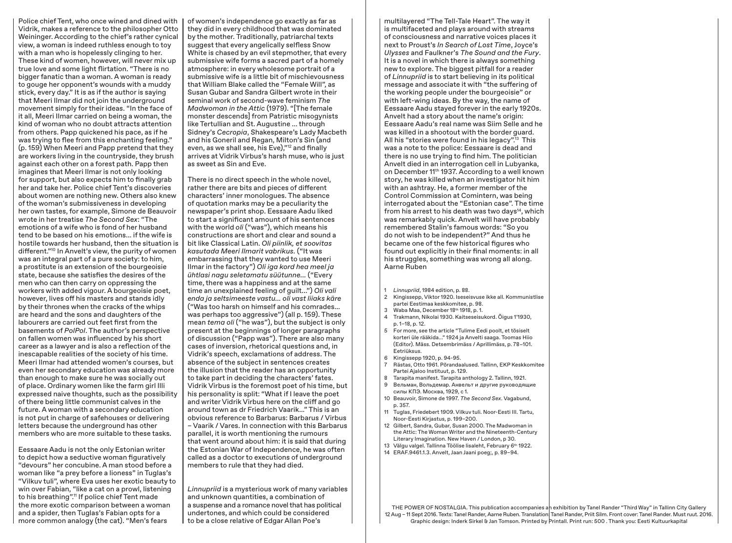Police chief Tent, who once wined and dined with Vidrik, makes a reference to the philosopher Otto Weininger. According to the chief's rather cynical view, a woman is indeed ruthless enough to toy with a man who is hopelessly clinging to her. These kind of women, however, will never mix up true love and some light flirtation. "There is no bigger fanatic than a woman. A woman is ready to gouge her opponent's wounds with a muddy stick, every day." It is as if the author is saying that Meeri Ilmar did not join the underground movement simply for their ideas. "In the face of it all, Meeri Ilmar carried on being a woman, the kind of woman who no doubt attracts attention from others. Papp quickened his pace, as if he was trying to flee from this enchanting feeling." (p. 159) When Meeri and Papp pretend that they are workers living in the countryside, they brush against each other on a forest path. Papp then imagines that Meeri Ilmar is not only looking for support, but also expects him to finally grab her and take her. Police chief Tent's discoveries about women are nothing new. Others also knew of the woman's submissiveness in developing her own tastes, for example, Simone de Beauvoir wrote in her treatise *The Second Sex*: "The emotions of a wife who is fond of her husband tend to be based on his emotions... if the wife is hostile towards her husband, then the situation is different."[10] In Anvelt's view, the purity of women was an integral part of a pure society: to him, a prostitute is an extension of the bourgeoisie state, because she satisfies the desires of the men who can then carry on oppressing the workers with added vigour. A bourgeoisie poet, however, lives off his masters and stands idly by their thrones when the cracks of the whips are heard and the sons and daughters of the labourers are carried out feet first from the basements of *PolPol*. The author's perspective on fallen women was influenced by his short career as a lawyer and is also a reflection of the inescapable realities of the society of his time. Meeri Ilmar had attended women's courses, but even her secondary education was already more than enough to make sure he was socially out of place. Ordinary women like the farm girl Illi expressed naive thoughts, such as the possibility of there being little communist calves in the future. A woman with a secondary education is not put in charge of safehouses or delivering letters because the underground has other members who are more suitable to these tasks.

Eessaare Aadu is not the only Estonian writer to depict how a seductive woman figuratively "devours" her concubine. A man stood before a woman like "a prey before a lioness" in Tuglas's "Vilkuv tuli", where Eva uses her exotic beauty to win over Fabian, "like a cat on a prowl, listening to his breathing".[11] If police chief Tent made the more exotic comparison between a woman and a spider, then Tuglas's Fabian opts for a more common analogy (the cat). "Men's fears of women's independence go exactly as far as they did in every childhood that was dominated by the mother. Traditionally, patriarchal texts suggest that every angelically selfless Snow White is chased by an evil stepmother, that every submissive wife forms a sacred part of a homely atmosphere: in every wholesome portrait of a submissive wife is a little bit of mischievousness that William Blake called the "Female Will", as Susan Gubar and Sandra Gilbert wrote in their seminal work of second-wave feminism *The Madwoman in the Attic* (1979). "[The female monster descends] from Patristic misogynists like Tertullian and St. Augustine ... through Sidney's *Cecropia*, Shakespeare's Lady Macbeth and his Goneril and Regan, Milton's Sin (and even, as we shall see, his Eve),"[12] and finally arrives at Vidrik Virbus's harsh muse, who is just as sweet as Sin and Eve.

There is no direct speech in the whole novel, rather there are bits and pieces of different characters' inner monologues. The absence of quotation marks may be a peculiarity the newspaper's print shop. Eessaare Aadu liked to start a significant amount of his sentences with the world *oli* ("was"), which means his constructions are short and clear and sound a bit like Classical Latin. *Oli piinlik, et soovitas kasutada Meeri Ilmarit vabrikus.* ("It was embarrassing that they wanted to use Meeri Ilmar in the factory") *Oli iga kord hea meel ja ühtlasi nagu seletamatu süütunne...* ("Every time, there was a happiness and at the same time an unexplained feeling of guilt...") *Oli vali enda ja seltsimeeste vastu... oli vast liiaks käre* ("Was too harsh on himself and his comrades... was perhaps too aggressive") (all p. 159). These mean *tema oli* ("he was"), but the subject is only present at the beginnings of longer paragraphs of discussion ("Papp was"). There are also many cases of inversion, rhetorical questions and, in Vidrik's speech, exclamations of address. The absence of the subject in sentences creates the illusion that the reader has an opportunity to take part in deciding the characters' fates. Vidrik Virbus is the foremost poet of his time, but his personality is split: "What if I leave the poet and writer Vidrik Virbus here on the cliff and go around town as dr Friedrich Vaarik..." This is an obvious reference to Barbarus: Barbarus / Virbus – Vaarik / Vares. In connection with this Barbarus parallel, it is worth mentioning the rumours that went around about him: it is said that during the Estonian War of Independence, he was often called as a doctor to executions of underground members to rule that they had died.

*Linnupriid* is a mysterious work of many variables and unknown quantities, a combination of a suspense and a romance novel that has political undertones, and which could be considered to be a close relative of Edgar Allan Poe's multilayered "The Tell-Tale Heart". The way it is multifaceted and plays around with streams of consciousness and narrative voices places it next to Proust's *In Search of Lost Time*, Joyce's *Ulysses* and Faulkner's *The Sound and the Fury*. It is a novel in which there is always something new to explore. The biggest pitfall for a reader of *Linnupriid* is to start believing in its political message and associate it with "the suffering of the working people under the bourgeoisie" or with left-wing ideas. By the way, the name of Eessaare Aadu stayed forever in the early 1920s. Anvelt had a story about the name's origin: Eessaare Aadu's real name was Siim Selle and he was killed in a shootout with the border guard. All his "stories were found in his legacy".[13] This was a note to the police: Eessaare is dead and there is no use trying to find him. The politician Anvelt died in an interrogation cell in Lubyanka, on December 11th 1937. According to a well known story, he was killed when an investigator hit him with an ashtray. He, a former member of the Control Commission at Comintern, was being interrogated about the "Estonian case". The time from his arrest to his death was two days[14], which was remarkably quick. Anvelt will have probably remembered Stalin's famous words: "So you do not wish to be independent?" And thus he became one of the few historical figures who found out explicitly in their final moments: in all his struggles, something was wrong all along.
Aarne Ruben

1 *Linnupriid*, 1984 edition, p. 88.
2 Kingissepp, Viktor 1920. Iseseisvuse ikke all. Kommunistlise partei Eestimaa keskkomitee, p. 98.
3 Waba Maa, December 18th 1918, p. 1.
4 Trakmann, Nikolai 1930. Kaitseseisukord. Õigus 1'1930, p. 1–18, p. 12.
5 For more, see the article "Tulime Eedi poolt, et tõsiselt korteri üle rääkida..." 1924 ja Anvelti saaga. Toomas Hiio (Editor). Mäss. Detsembrimäss / Aprillimäss, p. 78–101. Eetriüksus.
6 Kingissepp 1920, p. 94-95.
7 Rästas, Otto 1961. Põrandaalused. Tallinn, EKP Keskkomitee Partei Ajaloo Instituut, p. 129.
8 Tarapita manifest. Tarapita anthology 2. Tallinn, 1921.
9 Вельман, Вольдемар. Анвельт и другие руководящие силы КПЭ. Москва, 1929, с 1.
10 Beauvoir, Simone de 1997. *The Second Sex*. Vagabund, p. 357.
11 Tuglas, Friedebert 1909. Vilkuv tuli. Noor-Eesti III. Tartu, Noor-Eesti Kirjastus, p. 199–200.
12 Gilbert, Sandra, Gubar, Susan 2000. The Madwoman in the Attic: The Woman Writer and the Nineteenth-Century Literary Imagination. New Haven / London, p 30.
13 Välgu valgel. Tallinna Töölise lisaleht, February 6th 1922.
14 ERAF.9461.1.3. Anvelt, Jaan Jaani poeg;, p. 89–94.

THE POWER OF NOSTALGIA. This publication accompanies an exhibition by Tanel Rander "Third Way" in Tallinn City Gallery 12 Aug – 11 Sept 2016. Texts: Tanel Rander, Aarne Ruben. Translation: Tanel Rander, Priit Silm. Front cover: Tanel Rander. Must ruut. 2016. Graphic design: Inderk Sirkel & Jan Tomson. Printed by Printall. Print run: 500 . Thank you: Eesti Kultuurkapital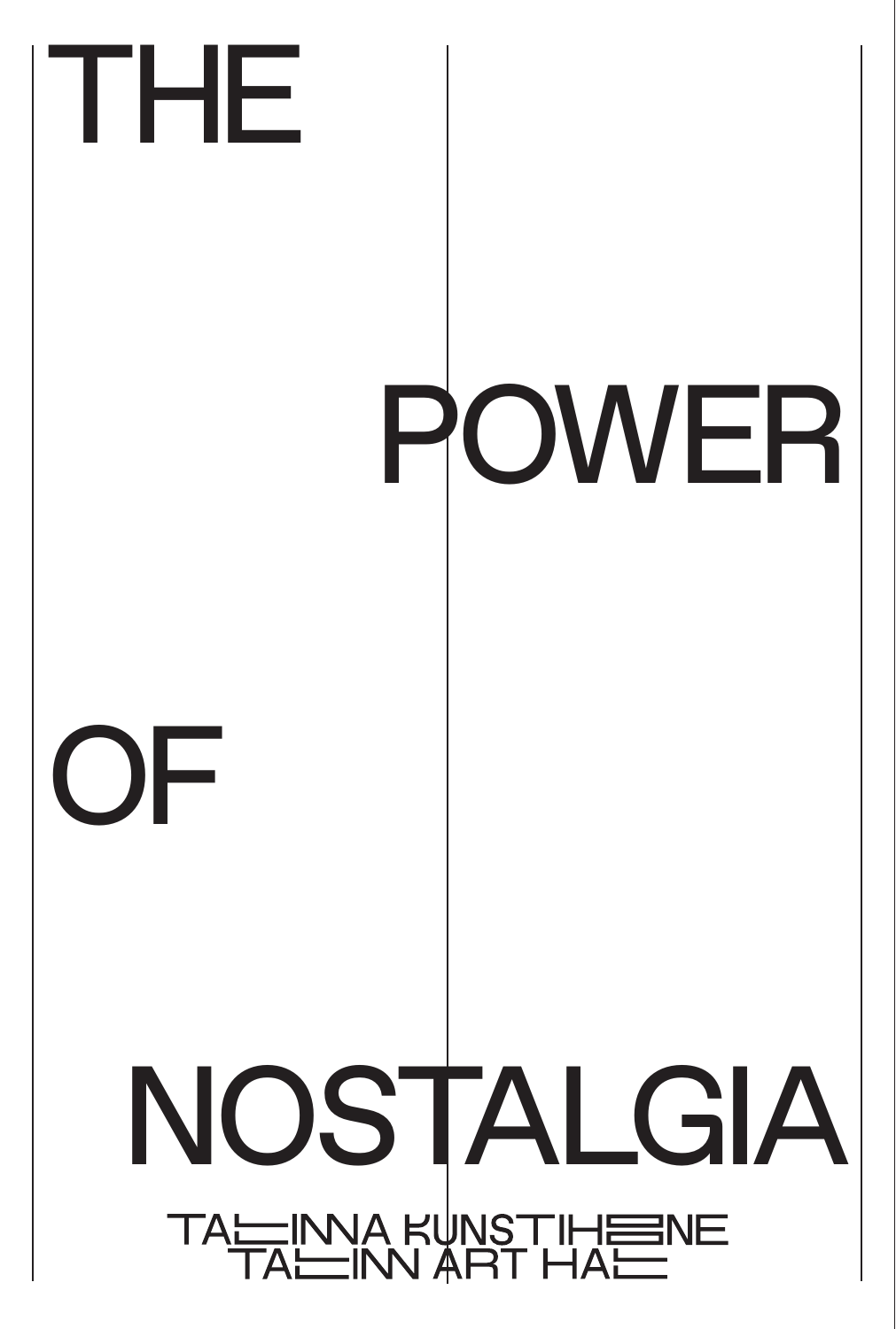# THE POWER OF NOSTALGIA

TALLINNA KUNSTIHOONE
TALLINN ART HALL